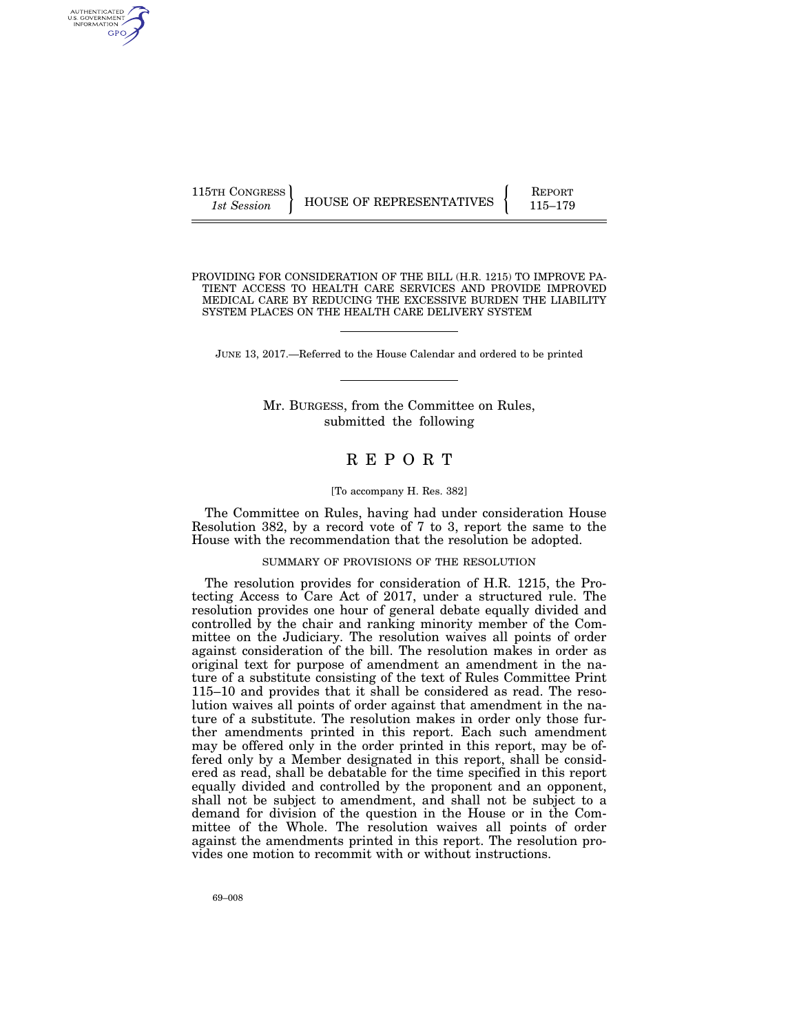115TH CONGRESS
*1st Session*

HOUSE OF REPRESENTATIVES

REPORT
115–179

PROVIDING FOR CONSIDERATION OF THE BILL (H.R. 1215) TO IMPROVE PATIENT ACCESS TO HEALTH CARE SERVICES AND PROVIDE IMPROVED MEDICAL CARE BY REDUCING THE EXCESSIVE BURDEN THE LIABILITY SYSTEM PLACES ON THE HEALTH CARE DELIVERY SYSTEM

JUNE 13, 2017.—Referred to the House Calendar and ordered to be printed

Mr. BURGESS, from the Committee on Rules, submitted the following

# R E P O R T

[To accompany H. Res. 382]

The Committee on Rules, having had under consideration House Resolution 382, by a record vote of 7 to 3, report the same to the House with the recommendation that the resolution be adopted.

## SUMMARY OF PROVISIONS OF THE RESOLUTION

The resolution provides for consideration of H.R. 1215, the Protecting Access to Care Act of 2017, under a structured rule. The resolution provides one hour of general debate equally divided and controlled by the chair and ranking minority member of the Committee on the Judiciary. The resolution waives all points of order against consideration of the bill. The resolution makes in order as original text for purpose of amendment an amendment in the nature of a substitute consisting of the text of Rules Committee Print 115–10 and provides that it shall be considered as read. The resolution waives all points of order against that amendment in the nature of a substitute. The resolution makes in order only those further amendments printed in this report. Each such amendment may be offered only in the order printed in this report, may be offered only by a Member designated in this report, shall be considered as read, shall be debatable for the time specified in this report equally divided and controlled by the proponent and an opponent, shall not be subject to amendment, and shall not be subject to a demand for division of the question in the House or in the Committee of the Whole. The resolution waives all points of order against the amendments printed in this report. The resolution provides one motion to recommit with or without instructions.

69–008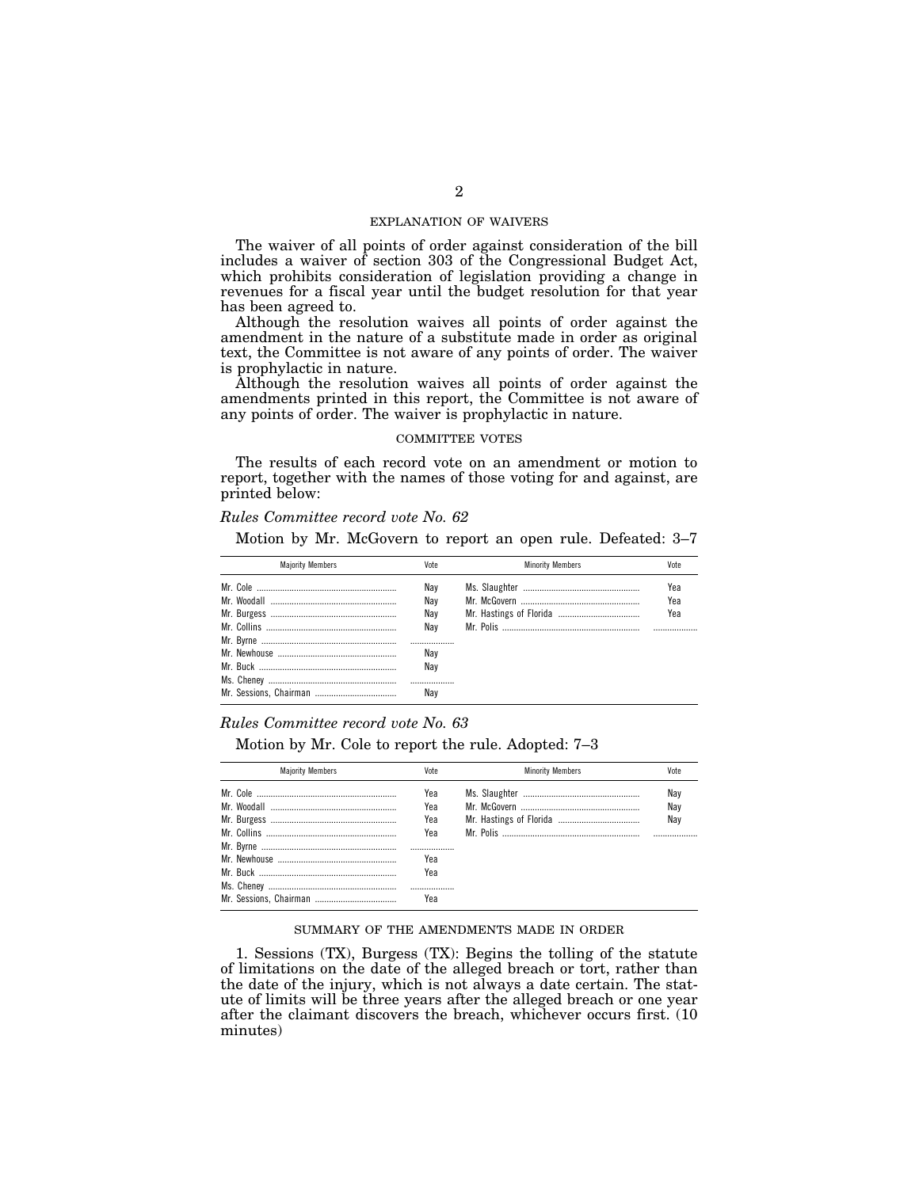## EXPLANATION OF WAIVERS

The waiver of all points of order against consideration of the bill includes a waiver of section 303 of the Congressional Budget Act, which prohibits consideration of legislation providing a change in revenues for a fiscal year until the budget resolution for that year has been agreed to.

Although the resolution waives all points of order against the amendment in the nature of a substitute made in order as original text, the Committee is not aware of any points of order. The waiver is prophylactic in nature.

Although the resolution waives all points of order against the amendments printed in this report, the Committee is not aware of any points of order. The waiver is prophylactic in nature.

## COMMITTEE VOTES

The results of each record vote on an amendment or motion to report, together with the names of those voting for and against, are printed below:

*Rules Committee record vote No. 62*

Motion by Mr. McGovern to report an open rule. Defeated: 3–7

| Majority Members | Vote | Minority Members | Vote |
|---|---|---|---|
| Mr. Cole | Nay | Ms. Slaughter | Yea |
| Mr. Woodall | Nay | Mr. McGovern | Yea |
| Mr. Burgess | Nay | Mr. Hastings of Florida | Yea |
| Mr. Collins | Nay | Mr. Polis | |
| Mr. Byrne | | | |
| Mr. Newhouse | Nay | | |
| Mr. Buck | Nay | | |
| Ms. Cheney | | | |
| Mr. Sessions, Chairman | Nay | | |

*Rules Committee record vote No. 63*

Motion by Mr. Cole to report the rule. Adopted: 7–3

| Majority Members | Vote | Minority Members | Vote |
|---|---|---|---|
| Mr. Cole | Yea | Ms. Slaughter | Nay |
| Mr. Woodall | Yea | Mr. McGovern | Nay |
| Mr. Burgess | Yea | Mr. Hastings of Florida | Nay |
| Mr. Collins | Yea | Mr. Polis | |
| Mr. Byrne | | | |
| Mr. Newhouse | Yea | | |
| Mr. Buck | Yea | | |
| Ms. Cheney | | | |
| Mr. Sessions, Chairman | Yea | | |

## SUMMARY OF THE AMENDMENTS MADE IN ORDER

1. Sessions (TX), Burgess (TX): Begins the tolling of the statute of limitations on the date of the alleged breach or tort, rather than the date of the injury, which is not always a date certain. The statute of limits will be three years after the alleged breach or one year after the claimant discovers the breach, whichever occurs first. (10 minutes)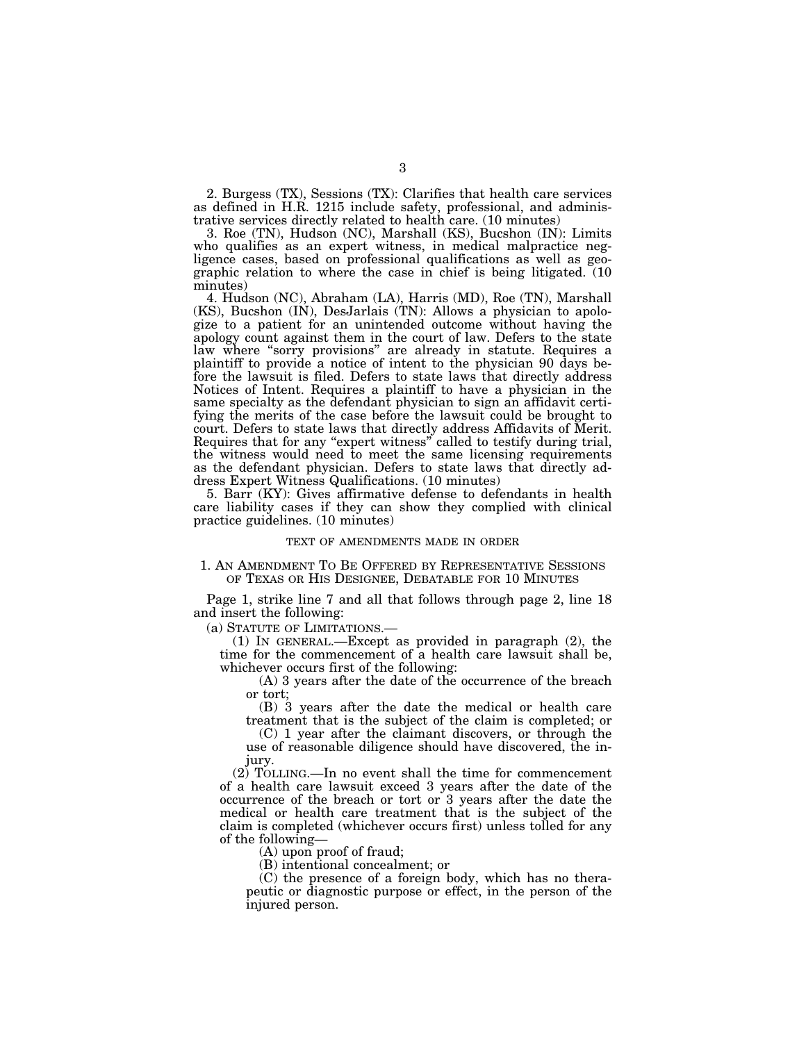2. Burgess (TX), Sessions (TX): Clarifies that health care services as defined in H.R. 1215 include safety, professional, and administrative services directly related to health care. (10 minutes)

3. Roe (TN), Hudson (NC), Marshall (KS), Bucshon (IN): Limits who qualifies as an expert witness, in medical malpractice negligence cases, based on professional qualifications as well as geographic relation to where the case in chief is being litigated. (10 minutes)

4. Hudson (NC), Abraham (LA), Harris (MD), Roe (TN), Marshall (KS), Bucshon (IN), DesJarlais (TN): Allows a physician to apologize to a patient for an unintended outcome without having the apology count against them in the court of law. Defers to the state law where "sorry provisions" are already in statute. Requires a plaintiff to provide a notice of intent to the physician 90 days before the lawsuit is filed. Defers to state laws that directly address Notices of Intent. Requires a plaintiff to have a physician in the same specialty as the defendant physician to sign an affidavit certifying the merits of the case before the lawsuit could be brought to court. Defers to state laws that directly address Affidavits of Merit. Requires that for any "expert witness" called to testify during trial, the witness would need to meet the same licensing requirements as the defendant physician. Defers to state laws that directly address Expert Witness Qualifications. (10 minutes)

5. Barr (KY): Gives affirmative defense to defendants in health care liability cases if they can show they complied with clinical practice guidelines. (10 minutes)

## TEXT OF AMENDMENTS MADE IN ORDER

### 1. AN AMENDMENT TO BE OFFERED BY REPRESENTATIVE SESSIONS OF TEXAS OR HIS DESIGNEE, DEBATABLE FOR 10 MINUTES

Page 1, strike line 7 and all that follows through page 2, line 18 and insert the following:

(a) STATUTE OF LIMITATIONS.—

(1) IN GENERAL.—Except as provided in paragraph (2), the time for the commencement of a health care lawsuit shall be, whichever occurs first of the following:

(A) 3 years after the date of the occurrence of the breach or tort;

(B) 3 years after the date the medical or health care treatment that is the subject of the claim is completed; or

(C) 1 year after the claimant discovers, or through the use of reasonable diligence should have discovered, the injury.

(2) TOLLING.—In no event shall the time for commencement of a health care lawsuit exceed 3 years after the date of the occurrence of the breach or tort or 3 years after the date the medical or health care treatment that is the subject of the claim is completed (whichever occurs first) unless tolled for any of the following—

(A) upon proof of fraud;

(B) intentional concealment; or

(C) the presence of a foreign body, which has no therapeutic or diagnostic purpose or effect, in the person of the injured person.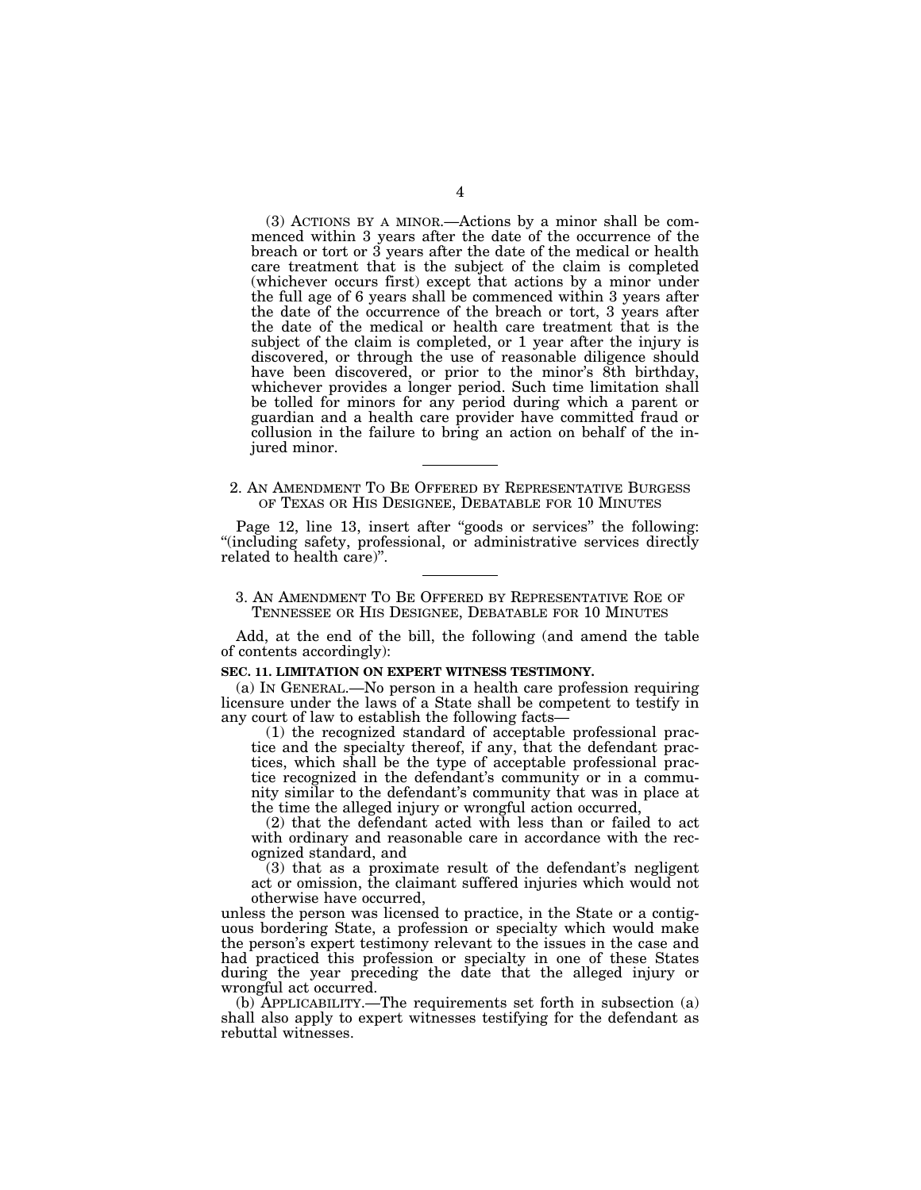(3) ACTIONS BY A MINOR.—Actions by a minor shall be commenced within 3 years after the date of the occurrence of the breach or tort or 3 years after the date of the medical or health care treatment that is the subject of the claim is completed (whichever occurs first) except that actions by a minor under the full age of 6 years shall be commenced within 3 years after the date of the occurrence of the breach or tort, 3 years after the date of the medical or health care treatment that is the subject of the claim is completed, or 1 year after the injury is discovered, or through the use of reasonable diligence should have been discovered, or prior to the minor's 8th birthday, whichever provides a longer period. Such time limitation shall be tolled for minors for any period during which a parent or guardian and a health care provider have committed fraud or collusion in the failure to bring an action on behalf of the injured minor.

---

## 2. AN AMENDMENT TO BE OFFERED BY REPRESENTATIVE BURGESS OF TEXAS OR HIS DESIGNEE, DEBATABLE FOR 10 MINUTES

Page 12, line 13, insert after "goods or services" the following: "(including safety, professional, or administrative services directly related to health care)".

---

## 3. AN AMENDMENT TO BE OFFERED BY REPRESENTATIVE ROE OF TENNESSEE OR HIS DESIGNEE, DEBATABLE FOR 10 MINUTES

Add, at the end of the bill, the following (and amend the table of contents accordingly):

**SEC. 11. LIMITATION ON EXPERT WITNESS TESTIMONY.**

(a) IN GENERAL.—No person in a health care profession requiring licensure under the laws of a State shall be competent to testify in any court of law to establish the following facts—

(1) the recognized standard of acceptable professional practice and the specialty thereof, if any, that the defendant practices, which shall be the type of acceptable professional practice recognized in the defendant's community or in a community similar to the defendant's community that was in place at the time the alleged injury or wrongful action occurred,

(2) that the defendant acted with less than or failed to act with ordinary and reasonable care in accordance with the recognized standard, and

(3) that as a proximate result of the defendant's negligent act or omission, the claimant suffered injuries which would not otherwise have occurred,

unless the person was licensed to practice, in the State or a contiguous bordering State, a profession or specialty which would make the person's expert testimony relevant to the issues in the case and had practiced this profession or specialty in one of these States during the year preceding the date that the alleged injury or wrongful act occurred.

(b) APPLICABILITY.—The requirements set forth in subsection (a) shall also apply to expert witnesses testifying for the defendant as rebuttal witnesses.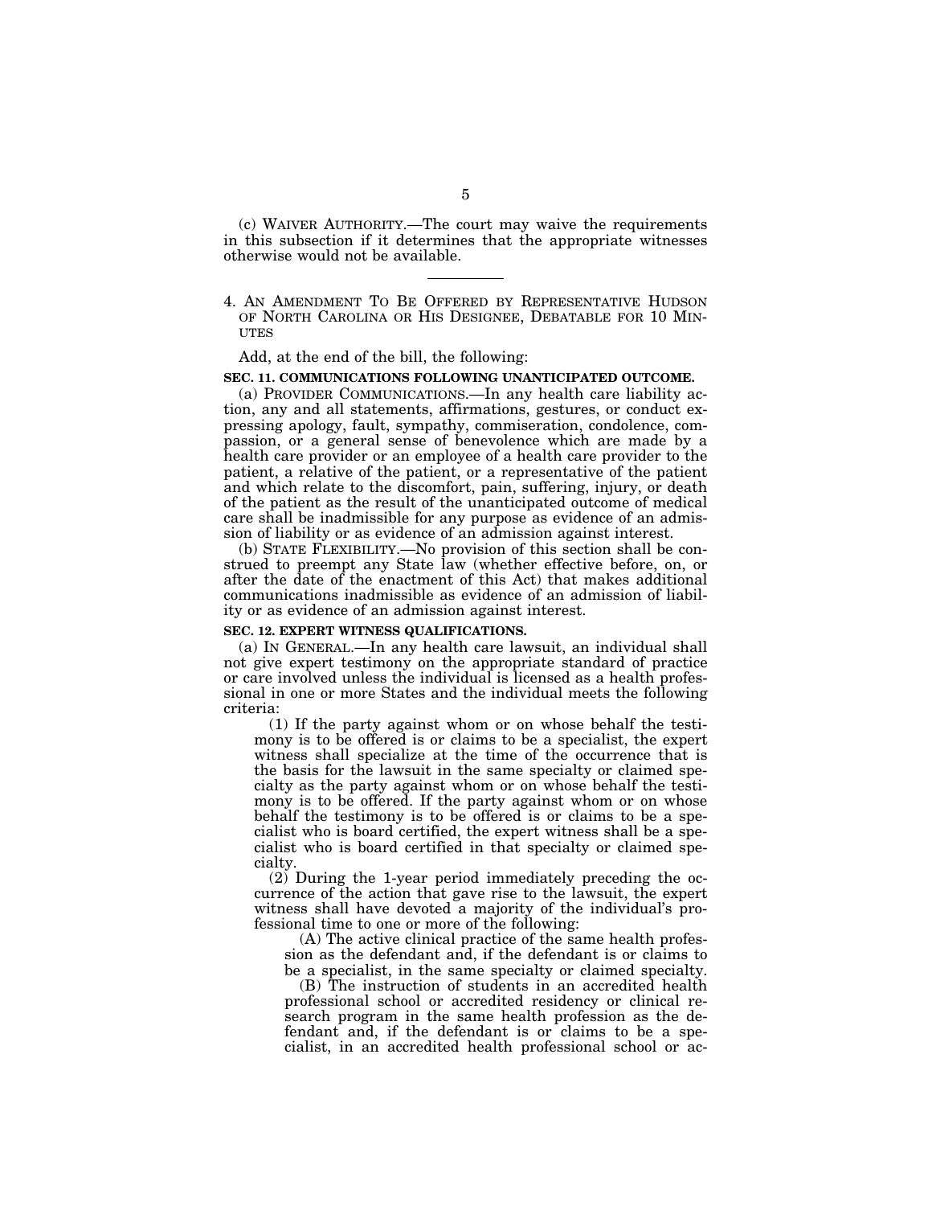(c) WAIVER AUTHORITY.—The court may waive the requirements in this subsection if it determines that the appropriate witnesses otherwise would not be available.

---

4. AN AMENDMENT TO BE OFFERED BY REPRESENTATIVE HUDSON OF NORTH CAROLINA OR HIS DESIGNEE, DEBATABLE FOR 10 MINUTES

Add, at the end of the bill, the following:

**SEC. 11. COMMUNICATIONS FOLLOWING UNANTICIPATED OUTCOME.**

(a) PROVIDER COMMUNICATIONS.—In any health care liability action, any and all statements, affirmations, gestures, or conduct expressing apology, fault, sympathy, commiseration, condolence, compassion, or a general sense of benevolence which are made by a health care provider or an employee of a health care provider to the patient, a relative of the patient, or a representative of the patient and which relate to the discomfort, pain, suffering, injury, or death of the patient as the result of the unanticipated outcome of medical care shall be inadmissible for any purpose as evidence of an admission of liability or as evidence of an admission against interest.

(b) STATE FLEXIBILITY.—No provision of this section shall be construed to preempt any State law (whether effective before, on, or after the date of the enactment of this Act) that makes additional communications inadmissible as evidence of an admission of liability or as evidence of an admission against interest.

**SEC. 12. EXPERT WITNESS QUALIFICATIONS.**

(a) IN GENERAL.—In any health care lawsuit, an individual shall not give expert testimony on the appropriate standard of practice or care involved unless the individual is licensed as a health professional in one or more States and the individual meets the following criteria:

(1) If the party against whom or on whose behalf the testimony is to be offered is or claims to be a specialist, the expert witness shall specialize at the time of the occurrence that is the basis for the lawsuit in the same specialty or claimed specialty as the party against whom or on whose behalf the testimony is to be offered. If the party against whom or on whose behalf the testimony is to be offered is or claims to be a specialist who is board certified, the expert witness shall be a specialist who is board certified in that specialty or claimed specialty.

(2) During the 1-year period immediately preceding the occurrence of the action that gave rise to the lawsuit, the expert witness shall have devoted a majority of the individual's professional time to one or more of the following:

(A) The active clinical practice of the same health profession as the defendant and, if the defendant is or claims to be a specialist, in the same specialty or claimed specialty.

(B) The instruction of students in an accredited health professional school or accredited residency or clinical research program in the same health profession as the defendant and, if the defendant is or claims to be a specialist, in an accredited health professional school or ac-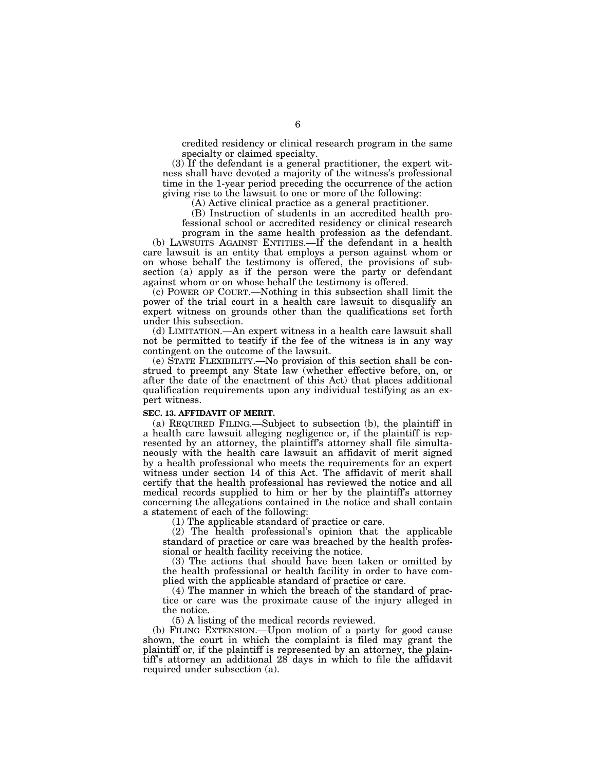credited residency or clinical research program in the same specialty or claimed specialty.

(3) If the defendant is a general practitioner, the expert witness shall have devoted a majority of the witness's professional time in the 1-year period preceding the occurrence of the action giving rise to the lawsuit to one or more of the following:

(A) Active clinical practice as a general practitioner.

(B) Instruction of students in an accredited health professional school or accredited residency or clinical research program in the same health profession as the defendant.

(b) LAWSUITS AGAINST ENTITIES.—If the defendant in a health care lawsuit is an entity that employs a person against whom or on whose behalf the testimony is offered, the provisions of subsection (a) apply as if the person were the party or defendant against whom or on whose behalf the testimony is offered.

(c) POWER OF COURT.—Nothing in this subsection shall limit the power of the trial court in a health care lawsuit to disqualify an expert witness on grounds other than the qualifications set forth under this subsection.

(d) LIMITATION.—An expert witness in a health care lawsuit shall not be permitted to testify if the fee of the witness is in any way contingent on the outcome of the lawsuit.

(e) STATE FLEXIBILITY.—No provision of this section shall be construed to preempt any State law (whether effective before, on, or after the date of the enactment of this Act) that places additional qualification requirements upon any individual testifying as an expert witness.

**SEC. 13. AFFIDAVIT OF MERIT.**

(a) REQUIRED FILING.—Subject to subsection (b), the plaintiff in a health care lawsuit alleging negligence or, if the plaintiff is represented by an attorney, the plaintiff's attorney shall file simultaneously with the health care lawsuit an affidavit of merit signed by a health professional who meets the requirements for an expert witness under section 14 of this Act. The affidavit of merit shall certify that the health professional has reviewed the notice and all medical records supplied to him or her by the plaintiff's attorney concerning the allegations contained in the notice and shall contain a statement of each of the following:

(1) The applicable standard of practice or care.

(2) The health professional's opinion that the applicable standard of practice or care was breached by the health professional or health facility receiving the notice.

(3) The actions that should have been taken or omitted by the health professional or health facility in order to have complied with the applicable standard of practice or care.

(4) The manner in which the breach of the standard of practice or care was the proximate cause of the injury alleged in the notice.

(5) A listing of the medical records reviewed.

(b) FILING EXTENSION.—Upon motion of a party for good cause shown, the court in which the complaint is filed may grant the plaintiff or, if the plaintiff is represented by an attorney, the plaintiff's attorney an additional 28 days in which to file the affidavit required under subsection (a).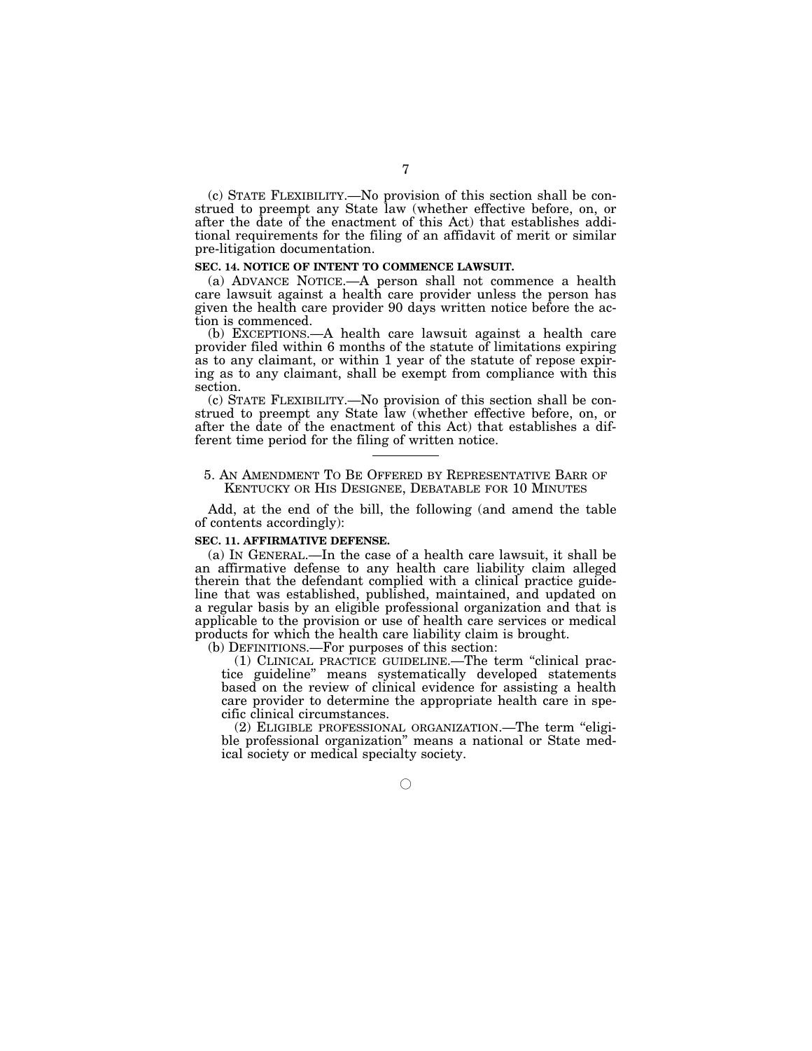(c) STATE FLEXIBILITY.—No provision of this section shall be construed to preempt any State law (whether effective before, on, or after the date of the enactment of this Act) that establishes additional requirements for the filing of an affidavit of merit or similar pre-litigation documentation.

**SEC. 14. NOTICE OF INTENT TO COMMENCE LAWSUIT.**

(a) ADVANCE NOTICE.—A person shall not commence a health care lawsuit against a health care provider unless the person has given the health care provider 90 days written notice before the action is commenced.

(b) EXCEPTIONS.—A health care lawsuit against a health care provider filed within 6 months of the statute of limitations expiring as to any claimant, or within 1 year of the statute of repose expiring as to any claimant, shall be exempt from compliance with this section.

(c) STATE FLEXIBILITY.—No provision of this section shall be construed to preempt any State law (whether effective before, on, or after the date of the enactment of this Act) that establishes a different time period for the filing of written notice.

---

5. AN AMENDMENT TO BE OFFERED BY REPRESENTATIVE BARR OF KENTUCKY OR HIS DESIGNEE, DEBATABLE FOR 10 MINUTES

Add, at the end of the bill, the following (and amend the table of contents accordingly):

**SEC. 11. AFFIRMATIVE DEFENSE.**

(a) IN GENERAL.—In the case of a health care lawsuit, it shall be an affirmative defense to any health care liability claim alleged therein that the defendant complied with a clinical practice guideline that was established, published, maintained, and updated on a regular basis by an eligible professional organization and that is applicable to the provision or use of health care services or medical products for which the health care liability claim is brought.

(b) DEFINITIONS.—For purposes of this section:

(1) CLINICAL PRACTICE GUIDELINE.—The term "clinical practice guideline" means systematically developed statements based on the review of clinical evidence for assisting a health care provider to determine the appropriate health care in specific clinical circumstances.

(2) ELIGIBLE PROFESSIONAL ORGANIZATION.—The term "eligible professional organization" means a national or State medical society or medical specialty society.